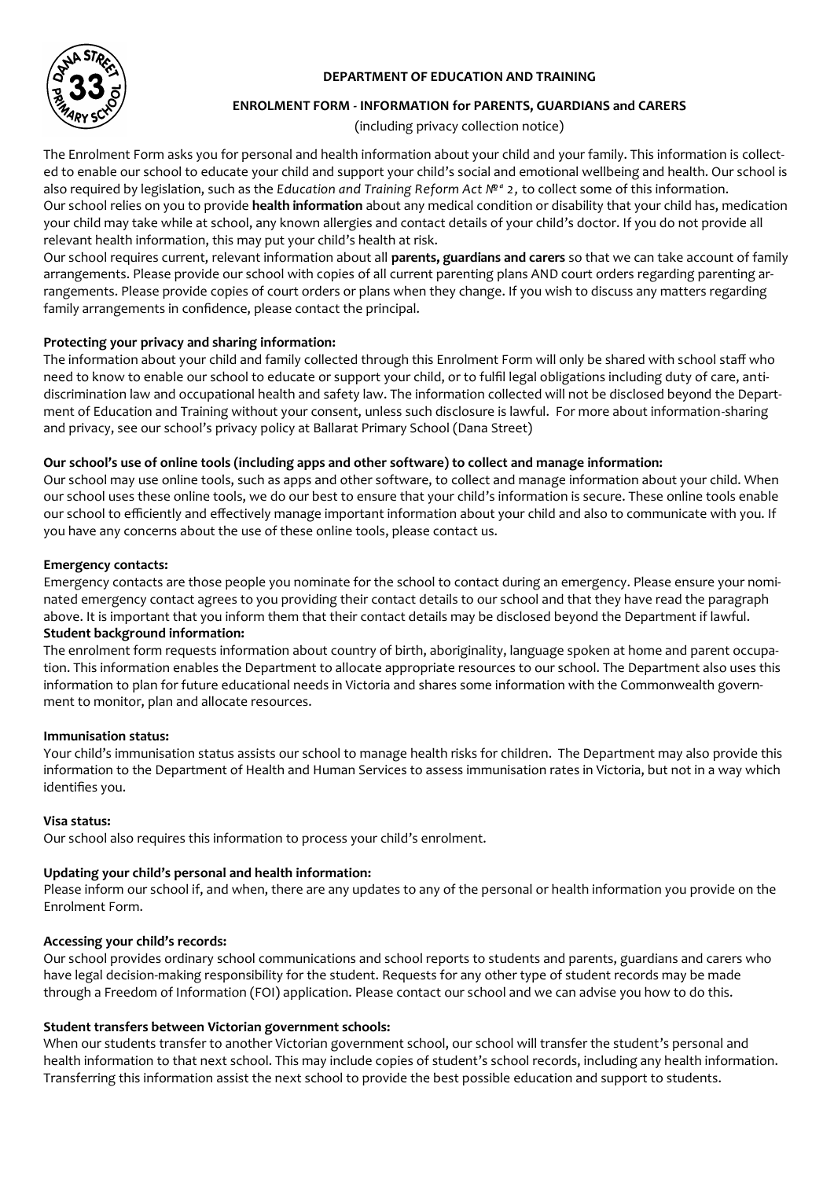**DEPARTMENT OF EDUCATION AND TRAINING**

**ENROLMENT FORM - INFORMATION for PARENTS, GUARDIANS and CARERS**

(including privacy collection notice)

The Enrolment Form asks you for personal and health information about your child and your family. This information is collected to enable our school to educate your child and support your child's social and emotional wellbeing and health. Our school is also required by legislation, such as the *Education and Training Reform Act Nº 2,* to collect some of this information.
Our school relies on you to provide **health information** about any medical condition or disability that your child has, medication your child may take while at school, any known allergies and contact details of your child's doctor. If you do not provide all relevant health information, this may put your child's health at risk.
Our school requires current, relevant information about all **parents, guardians and carers** so that we can take account of family arrangements. Please provide our school with copies of all current parenting plans AND court orders regarding parenting arrangements. Please provide copies of court orders or plans when they change. If you wish to discuss any matters regarding family arrangements in confidence, please contact the principal.

**Protecting your privacy and sharing information:**
The information about your child and family collected through this Enrolment Form will only be shared with school staff who need to know to enable our school to educate or support your child, or to fulfil legal obligations including duty of care, anti-discrimination law and occupational health and safety law. The information collected will not be disclosed beyond the Department of Education and Training without your consent, unless such disclosure is lawful. For more about information-sharing and privacy, see our school's privacy policy at Ballarat Primary School (Dana Street)

**Our school's use of online tools (including apps and other software) to collect and manage information:**
Our school may use online tools, such as apps and other software, to collect and manage information about your child. When our school uses these online tools, we do our best to ensure that your child's information is secure. These online tools enable our school to efficiently and effectively manage important information about your child and also to communicate with you. If you have any concerns about the use of these online tools, please contact us.

**Emergency contacts:**
Emergency contacts are those people you nominate for the school to contact during an emergency. Please ensure your nominated emergency contact agrees to you providing their contact details to our school and that they have read the paragraph above. It is important that you inform them that their contact details may be disclosed beyond the Department if lawful.

**Student background information:**
The enrolment form requests information about country of birth, aboriginality, language spoken at home and parent occupation. This information enables the Department to allocate appropriate resources to our school. The Department also uses this information to plan for future educational needs in Victoria and shares some information with the Commonwealth government to monitor, plan and allocate resources.

**Immunisation status:**
Your child's immunisation status assists our school to manage health risks for children. The Department may also provide this information to the Department of Health and Human Services to assess immunisation rates in Victoria, but not in a way which identifies you.

**Visa status:**
Our school also requires this information to process your child's enrolment.

**Updating your child's personal and health information:**
Please inform our school if, and when, there are any updates to any of the personal or health information you provide on the Enrolment Form.

**Accessing your child's records:**
Our school provides ordinary school communications and school reports to students and parents, guardians and carers who have legal decision-making responsibility for the student. Requests for any other type of student records may be made through a Freedom of Information (FOI) application. Please contact our school and we can advise you how to do this.

**Student transfers between Victorian government schools:**
When our students transfer to another Victorian government school, our school will transfer the student's personal and health information to that next school. This may include copies of student's school records, including any health information. Transferring this information assist the next school to provide the best possible education and support to students.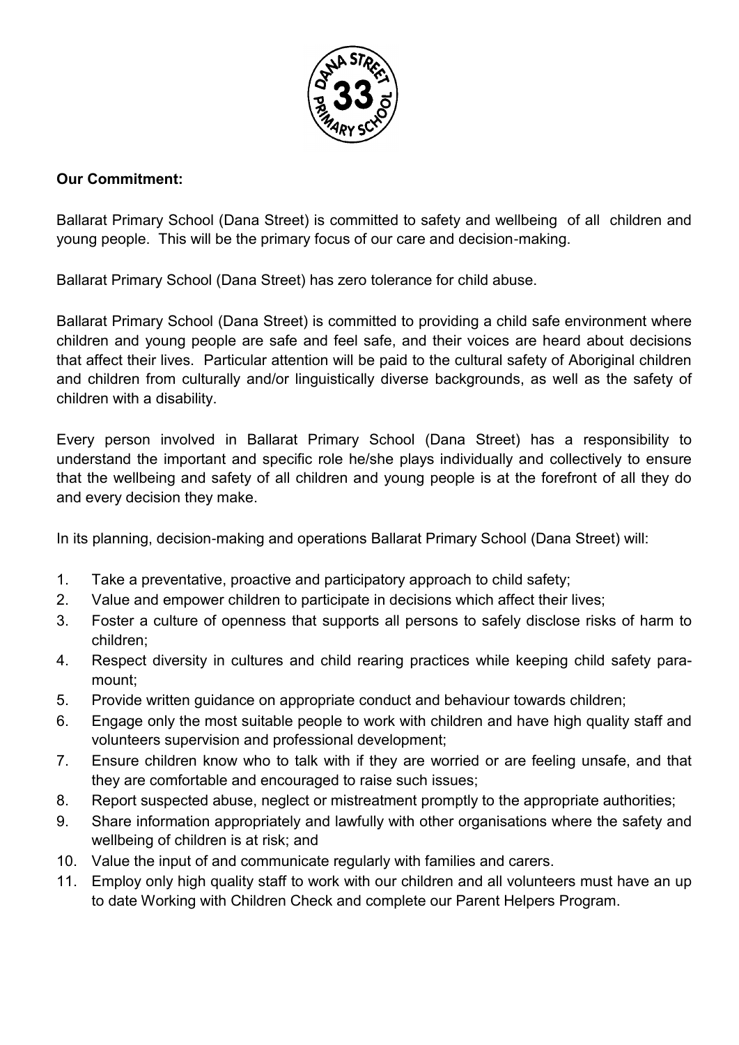**Our Commitment:**

Ballarat Primary School (Dana Street) is committed to safety and wellbeing of all children and young people. This will be the primary focus of our care and decision-making.

Ballarat Primary School (Dana Street) has zero tolerance for child abuse.

Ballarat Primary School (Dana Street) is committed to providing a child safe environment where children and young people are safe and feel safe, and their voices are heard about decisions that affect their lives. Particular attention will be paid to the cultural safety of Aboriginal children and children from culturally and/or linguistically diverse backgrounds, as well as the safety of children with a disability.

Every person involved in Ballarat Primary School (Dana Street) has a responsibility to understand the important and specific role he/she plays individually and collectively to ensure that the wellbeing and safety of all children and young people is at the forefront of all they do and every decision they make.

In its planning, decision-making and operations Ballarat Primary School (Dana Street) will:

1. Take a preventative, proactive and participatory approach to child safety;
2. Value and empower children to participate in decisions which affect their lives;
3. Foster a culture of openness that supports all persons to safely disclose risks of harm to children;
4. Respect diversity in cultures and child rearing practices while keeping child safety paramount;
5. Provide written guidance on appropriate conduct and behaviour towards children;
6. Engage only the most suitable people to work with children and have high quality staff and volunteers supervision and professional development;
7. Ensure children know who to talk with if they are worried or are feeling unsafe, and that they are comfortable and encouraged to raise such issues;
8. Report suspected abuse, neglect or mistreatment promptly to the appropriate authorities;
9. Share information appropriately and lawfully with other organisations where the safety and wellbeing of children is at risk; and
10. Value the input of and communicate regularly with families and carers.
11. Employ only high quality staff to work with our children and all volunteers must have an up to date Working with Children Check and complete our Parent Helpers Program.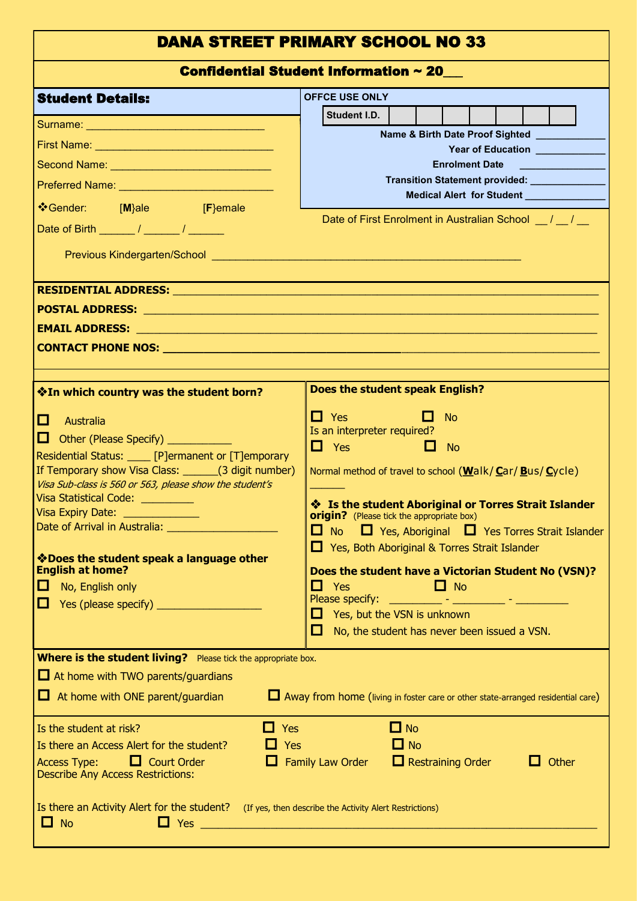# DANA STREET PRIMARY SCHOOL NO 33

## Confidential Student Information ~ 20___

### Student Details:

Surname: ______________________________

First Name: ______________________________

Second Name: ___________________________

Preferred Name: _________________________

❖Gender: [M}ale [F}emale

Date of Birth ______ / ______ / ______

**OFFCE USE ONLY**

| **Student I.D.** | | | | | | | |
|---|---|---|---|---|---|---|---|

**Name & Birth Date Proof Sighted** ____________

**Year of Education** ____________

**Enrolment Date** ______________

**Transition Statement provided:** _____________

**Medical Alert for Student** ______________

Date of First Enrolment in Australian School __ / __ / __

Previous Kindergarten/School ____________________________________________________

**RESIDENTIAL ADDRESS:** ______________________________________________________________

**POSTAL ADDRESS:** ______________________________________________________________

**EMAIL ADDRESS:** ______________________________________________________________

**CONTACT PHONE NOS:** ______________________________________________________________

**❖In which country was the student born?**

☐ Australia

☐ Other (Please Specify) ___________

Residential Status: ____ [P]ermanent or [T]emporary

If Temporary show Visa Class: ______(3 digit number)

*Visa Sub-class is 560 or 563, please show the student's*

Visa Statistical Code: _________

Visa Expiry Date: _____________

Date of Arrival in Australia: ___________________

**❖Does the student speak a language other English at home?**

☐ No, English only

☐ Yes (please specify) __________________

**Does the student speak English?**

☐ Yes ☐ No

Is an interpreter required?

☐ Yes ☐ No

Normal method of travel to school (**W**alk/ **C**ar/ **B**us/ **C**ycle) ______

**❖ Is the student Aboriginal or Torres Strait Islander origin?** (Please tick the appropriate box)

☐ No ☐ Yes, Aboriginal ☐ Yes Torres Strait Islander

☐ Yes, Both Aboriginal & Torres Strait Islander

**Does the student have a Victorian Student No (VSN)?**

☐ Yes ☐ No

Please specify: _________ - _________ - _________

☐ Yes, but the VSN is unknown

☐ No, the student has never been issued a VSN.

**Where is the student living?** Please tick the appropriate box.

☐ At home with TWO parents/guardians

☐ At home with ONE parent/guardian ☐ Away from home (living in foster care or other state-arranged residential care)

Is the student at risk? ☐ Yes ☐ No

Is there an Access Alert for the student? ☐ Yes ☐ No

Access Type: ☐ Court Order ☐ Family Law Order ☐ Restraining Order ☐ Other

Describe Any Access Restrictions:

Is there an Activity Alert for the student? (If yes, then describe the Activity Alert Restrictions)

☐ No ☐ Yes ______________________________________________________________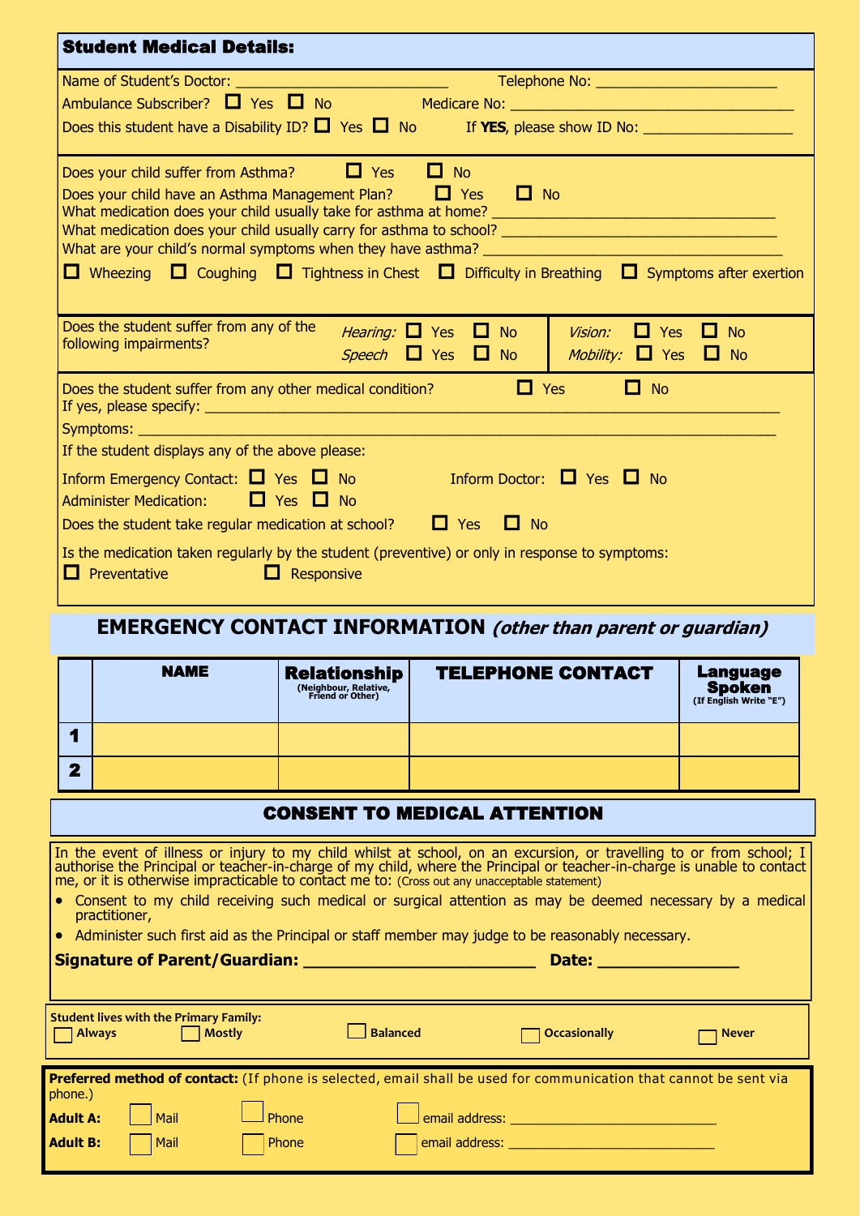## Student Medical Details:

Name of Student's Doctor: ___________________________ Telephone No: ________________________

Ambulance Subscriber? ☐ Yes ☐ No Medicare No: ____________________________________

Does this student have a Disability ID? ☐ Yes ☐ No If **YES**, please show ID No: ___________________

Does your child suffer from Asthma? ☐ Yes ☐ No

Does your child have an Asthma Management Plan? ☐ Yes ☐ No

What medication does your child usually take for asthma at home? ____________________________________

What medication does your child usually carry for asthma to school? ___________________________________

What are your child's normal symptoms when they have asthma? ______________________________________

☐ Wheezing ☐ Coughing ☐ Tightness in Chest ☐ Difficulty in Breathing ☐ Symptoms after exertion

Does the student suffer from any of the following impairments?

*Hearing:* ☐ Yes ☐ No *Vision:* ☐ Yes ☐ No

*Speech* ☐ Yes ☐ No *Mobility:* ☐ Yes ☐ No

Does the student suffer from any other medical condition? ☐ Yes ☐ No

If yes, please specify: ___________________________________________________________________________

Symptoms: ___________________________________________________________________________________

If the student displays any of the above please:

Inform Emergency Contact: ☐ Yes ☐ No Inform Doctor: ☐ Yes ☐ No

Administer Medication: ☐ Yes ☐ No

Does the student take regular medication at school? ☐ Yes ☐ No

Is the medication taken regularly by the student (preventive) or only in response to symptoms:

☐ Preventative ☐ Responsive

## EMERGENCY CONTACT INFORMATION *(other than parent or guardian)*

| | NAME | Relationship (Neighbour, Relative, Friend or Other) | TELEPHONE CONTACT | Language Spoken (If English Write "E") |
|---|---|---|---|---|
| 1 | | | | |
| 2 | | | | |

## CONSENT TO MEDICAL ATTENTION

In the event of illness or injury to my child whilst at school, on an excursion, or travelling to or from school; I authorise the Principal or teacher-in-charge of my child, where the Principal or teacher-in-charge is unable to contact me, or it is otherwise impracticable to contact me to: (Cross out any unacceptable statement)

- Consent to my child receiving such medical or surgical attention as may be deemed necessary by a medical practitioner,
- Administer such first aid as the Principal or staff member may judge to be reasonably necessary.

**Signature of Parent/Guardian: _________________________ Date: _______________**

**Student lives with the Primary Family:**

☐ **Always** ☐ **Mostly** ☐ **Balanced** ☐ **Occasionally** ☐ **Never**

**Preferred method of contact:** (If phone is selected, email shall be used for communication that cannot be sent via phone.)

**Adult A:** ☐ Mail ☐ Phone ☐ email address: ____________________________

**Adult B:** ☐ Mail ☐ Phone ☐ email address: ____________________________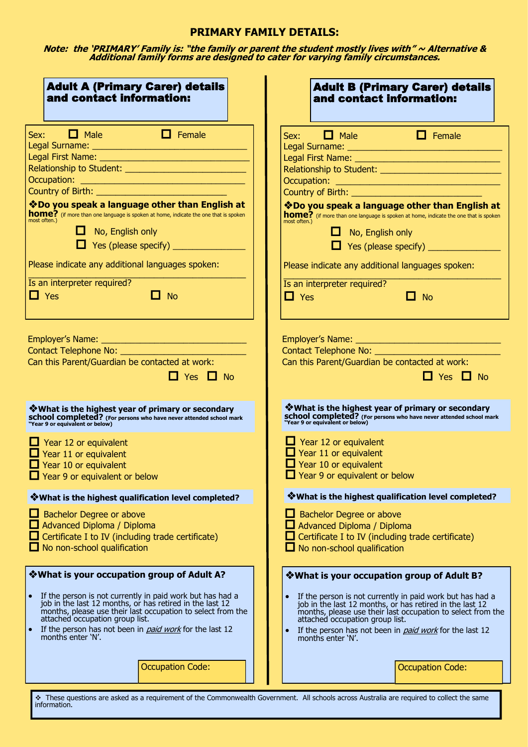## PRIMARY FAMILY DETAILS:

***Note: the 'PRIMARY' Family is: "the family or parent the student mostly lives with" ~ Alternative & Additional family forms are designed to cater for varying family circumstances.***

### Adult A (Primary Carer) details and contact information:

Sex: ☐ Male ☐ Female
Legal Surname: ______________________________
Legal First Name: ______________________________
Relationship to Student: ______________________________
Occupation: ______________________________
Country of Birth: ______________________________

**❖Do you speak a language other than English at home?** (if more than one language is spoken at home, indicate the one that is spoken most often.)

☐ No, English only
☐ Yes (please specify) ______________

Please indicate any additional languages spoken:
______________________________

Is an interpreter required?
☐ Yes ☐ No

Employer's Name: ______________________________
Contact Telephone No: ______________________________
Can this Parent/Guardian be contacted at work:
☐ Yes ☐ No

**❖What is the highest year of primary or secondary school completed?** (For persons who have never attended school mark "Year 9 or equivalent or below)

☐ Year 12 or equivalent
☐ Year 11 or equivalent
☐ Year 10 or equivalent
☐ Year 9 or equivalent or below

**❖What is the highest qualification level completed?**

☐ Bachelor Degree or above
☐ Advanced Diploma / Diploma
☐ Certificate I to IV (including trade certificate)
☐ No non-school qualification

**❖What is your occupation group of Adult A?**

- If the person is not currently in paid work but has had a job in the last 12 months, or has retired in the last 12 months, please use their last occupation to select from the attached occupation group list.
- If the person has not been in *paid work* for the last 12 months enter 'N'.

Occupation Code:

### Adult B (Primary Carer) details and contact information:

Sex: ☐ Male ☐ Female
Legal Surname: ______________________________
Legal First Name: ______________________________
Relationship to Student: ______________________________
Occupation: ______________________________
Country of Birth: ______________________________

**❖Do you speak a language other than English at home?** (if more than one language is spoken at home, indicate the one that is spoken most often.)

☐ No, English only
☐ Yes (please specify) ______________

Please indicate any additional languages spoken:
______________________________

Is an interpreter required?
☐ Yes ☐ No

Employer's Name: ______________________________
Contact Telephone No: ______________________________
Can this Parent/Guardian be contacted at work:
☐ Yes ☐ No

**❖What is the highest year of primary or secondary school completed?** (For persons who have never attended school mark "Year 9 or equivalent or below)

☐ Year 12 or equivalent
☐ Year 11 or equivalent
☐ Year 10 or equivalent
☐ Year 9 or equivalent or below

**❖What is the highest qualification level completed?**

☐ Bachelor Degree or above
☐ Advanced Diploma / Diploma
☐ Certificate I to IV (including trade certificate)
☐ No non-school qualification

**❖What is your occupation group of Adult B?**

- If the person is not currently in paid work but has had a job in the last 12 months, or has retired in the last 12 months, please use their last occupation to select from the attached occupation group list.
- If the person has not been in *paid work* for the last 12 months enter 'N'.

Occupation Code:

❖ These questions are asked as a requirement of the Commonwealth Government. All schools across Australia are required to collect the same information.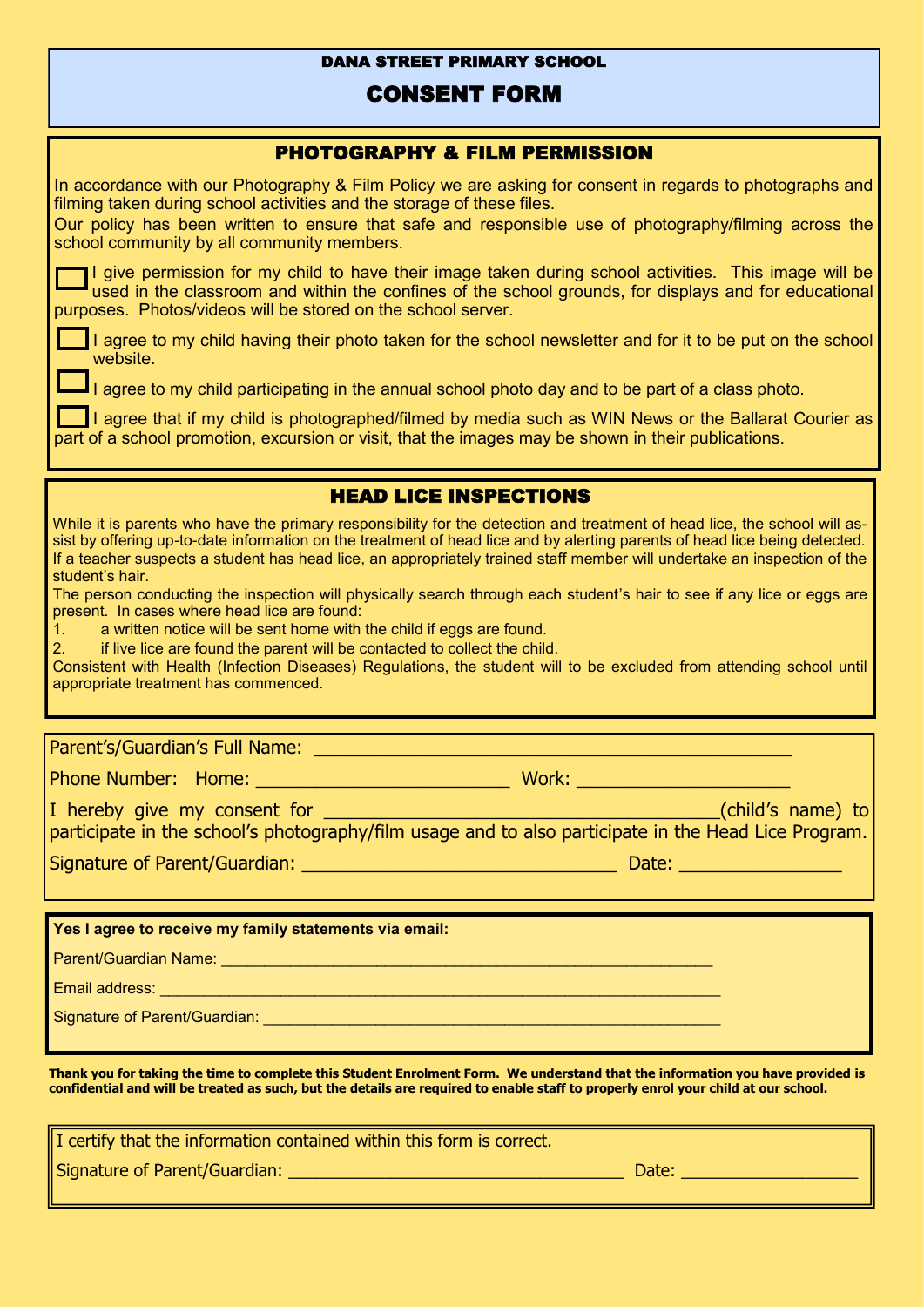DANA STREET PRIMARY SCHOOL

# CONSENT FORM

## PHOTOGRAPHY & FILM PERMISSION

In accordance with our Photography & Film Policy we are asking for consent in regards to photographs and filming taken during school activities and the storage of these files.

Our policy has been written to ensure that safe and responsible use of photography/filming across the school community by all community members.

☐ I give permission for my child to have their image taken during school activities. This image will be used in the classroom and within the confines of the school grounds, for displays and for educational purposes. Photos/videos will be stored on the school server.

☐ I agree to my child having their photo taken for the school newsletter and for it to be put on the school website.

☐ I agree to my child participating in the annual school photo day and to be part of a class photo.

☐ I agree that if my child is photographed/filmed by media such as WIN News or the Ballarat Courier as part of a school promotion, excursion or visit, that the images may be shown in their publications.

## HEAD LICE INSPECTIONS

While it is parents who have the primary responsibility for the detection and treatment of head lice, the school will assist by offering up-to-date information on the treatment of head lice and by alerting parents of head lice being detected. If a teacher suspects a student has head lice, an appropriately trained staff member will undertake an inspection of the student's hair.

The person conducting the inspection will physically search through each student's hair to see if any lice or eggs are present. In cases where head lice are found:

1. a written notice will be sent home with the child if eggs are found.
2. if live lice are found the parent will be contacted to collect the child.

Consistent with Health (Infection Diseases) Regulations, the student will to be excluded from attending school until appropriate treatment has commenced.

Parent's/Guardian's Full Name: ______________________________________________

Phone Number: Home: ________________________ Work: ____________________

I hereby give my consent for ______________________________________(child's name) to participate in the school's photography/film usage and to also participate in the Head Lice Program.

Signature of Parent/Guardian: ____________________________ Date: ______________

**Yes I agree to receive my family statements via email:**

Parent/Guardian Name: ____________________________________________________

Email address: ________________________________________________________

Signature of Parent/Guardian: _____________________________________________

**Thank you for taking the time to complete this Student Enrolment Form. We understand that the information you have provided is confidential and will be treated as such, but the details are required to enable staff to properly enrol your child at our school.**

I certify that the information contained within this form is correct.

Signature of Parent/Guardian: _______________________________ Date: _______________